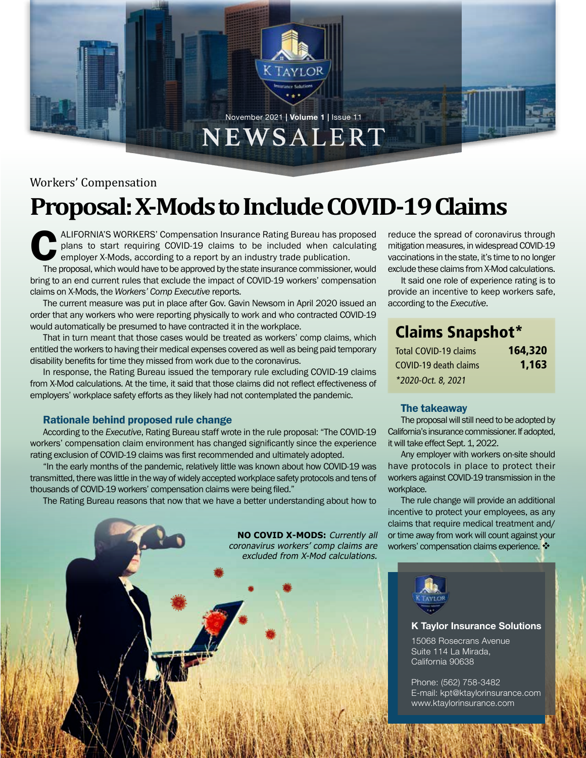November 2021 | **Volume 1** | Issue 11

# NEWSALERT

Workers' Compensation

## Proposal: X-Mods to Include COVID-19 Claims

CALIFORNIA'S WORKERS' Compensation Insurance Rating Bureau has proposed plans to start requiring COVID-19 claims to be included when calculating employer X-Mods, according to a report by an industry trade publication.

The proposal, which would have to be approved by the state insurance commissioner, would bring to an end current rules that exclude the impact of COVID-19 workers' compensation claims on X-Mods, the *Workers' Comp Executive* reports.

The current measure was put in place after Gov. Gavin Newsom in April 2020 issued an order that any workers who were reporting physically to work and who contracted COVID-19 would automatically be presumed to have contracted it in the workplace.

That in turn meant that those cases would be treated as workers' comp claims, which entitled the workers to having their medical expenses covered as well as being paid temporary disability benefits for time they missed from work due to the coronavirus.

In response, the Rating Bureau issued the temporary rule excluding COVID-19 claims from X-Mod calculations. At the time, it said that those claims did not reflect effectiveness of employers' workplace safety efforts as they likely had not contemplated the pandemic.

### Rationale behind proposed rule change

According to the *Executive*, Rating Bureau staff wrote in the rule proposal: "The COVID-19 workers' compensation claim environment has changed significantly since the experience rating exclusion of COVID-19 claims was first recommended and ultimately adopted.

"In the early months of the pandemic, relatively little was known about how COVID-19 was transmitted, there was little in the way of widely accepted workplace safety protocols and tens of thousands of COVID-19 workers' compensation claims were being filed."

The Rating Bureau reasons that now that we have a better understanding about how to reduce the spread of coronavirus through mitigation measures, in widespread COVID-19 vaccinations in the state, it's time to no longer exclude these claims from X-Mod calculations.

It said one role of experience rating is to provide an incentive to keep workers safe, according to the *Executive*.

**NO COVID X-MODS:** *Currently all coronavirus workers' comp claims are excluded from X-Mod calculations.*

### Claims Snapshot*

| | |
|---|---|
| Total COVID-19 claims | **164,320** |
| COVID-19 death claims | **1,163** |

*2020-Oct. 8, 2021*

### The takeaway

The proposal will still need to be adopted by California's insurance commissioner. If adopted, it will take effect Sept. 1, 2022.

Any employer with workers on-site should have protocols in place to protect their workers against COVID-19 transmission in the workplace.

The rule change will provide an additional incentive to protect your employees, as any claims that require medical treatment and/or time away from work will count against your workers' compensation claims experience. ❖

**K Taylor Insurance Solutions**

15068 Rosecrans Avenue
Suite 114 La Mirada,
California 90638

Phone: (562) 758-3482
E-mail: kpt@ktaylorinsurance.com
www.ktaylorinsurance.com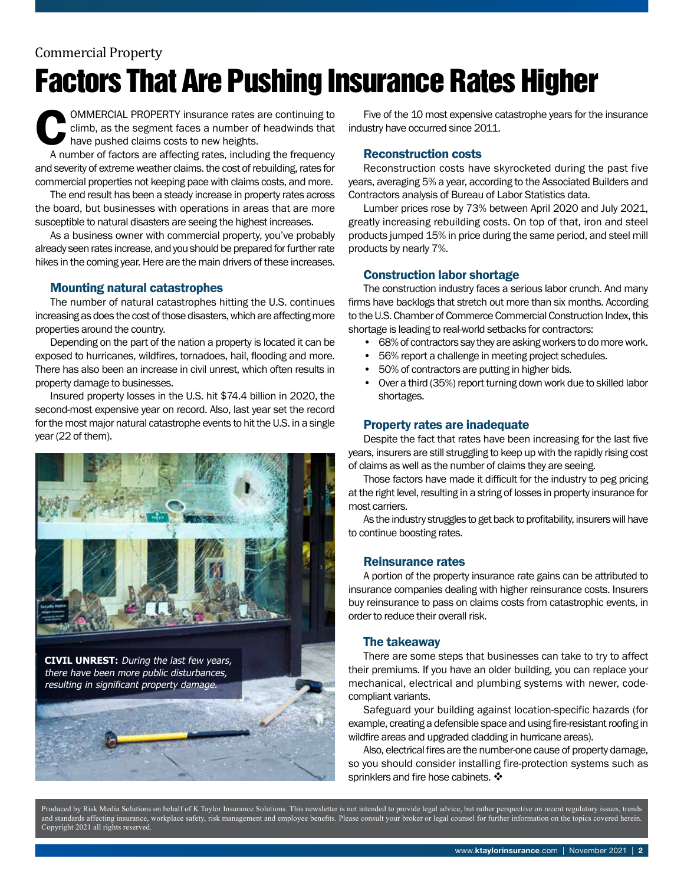Commercial Property

# Factors That Are Pushing Insurance Rates Higher

COMMERCIAL PROPERTY insurance rates are continuing to climb, as the segment faces a number of headwinds that have pushed claims costs to new heights.

A number of factors are affecting rates, including the frequency and severity of extreme weather claims. the cost of rebuilding, rates for commercial properties not keeping pace with claims costs, and more.

The end result has been a steady increase in property rates across the board, but businesses with operations in areas that are more susceptible to natural disasters are seeing the highest increases.

As a business owner with commercial property, you've probably already seen rates increase, and you should be prepared for further rate hikes in the coming year. Here are the main drivers of these increases.

### Mounting natural catastrophes

The number of natural catastrophes hitting the U.S. continues increasing as does the cost of those disasters, which are affecting more properties around the country.

Depending on the part of the nation a property is located it can be exposed to hurricanes, wildfires, tornadoes, hail, flooding and more. There has also been an increase in civil unrest, which often results in property damage to businesses.

Insured property losses in the U.S. hit $74.4 billion in 2020, the second-most expensive year on record. Also, last year set the record for the most major natural catastrophe events to hit the U.S. in a single year (22 of them).

**CIVIL UNREST:** *During the last few years, there have been more public disturbances, resulting in significant property damage.*

Five of the 10 most expensive catastrophe years for the insurance industry have occurred since 2011.

### Reconstruction costs

Reconstruction costs have skyrocketed during the past five years, averaging 5% a year, according to the Associated Builders and Contractors analysis of Bureau of Labor Statistics data.

Lumber prices rose by 73% between April 2020 and July 2021, greatly increasing rebuilding costs. On top of that, iron and steel products jumped 15% in price during the same period, and steel mill products by nearly 7%.

### Construction labor shortage

The construction industry faces a serious labor crunch. And many firms have backlogs that stretch out more than six months. According to the U.S. Chamber of Commerce Commercial Construction Index, this shortage is leading to real-world setbacks for contractors:

- 68% of contractors say they are asking workers to do more work.
- 56% report a challenge in meeting project schedules.
- 50% of contractors are putting in higher bids.
- Over a third (35%) report turning down work due to skilled labor shortages.

### Property rates are inadequate

Despite the fact that rates have been increasing for the last five years, insurers are still struggling to keep up with the rapidly rising cost of claims as well as the number of claims they are seeing.

Those factors have made it difficult for the industry to peg pricing at the right level, resulting in a string of losses in property insurance for most carriers.

As the industry struggles to get back to profitability, insurers will have to continue boosting rates.

### Reinsurance rates

A portion of the property insurance rate gains can be attributed to insurance companies dealing with higher reinsurance costs. Insurers buy reinsurance to pass on claims costs from catastrophic events, in order to reduce their overall risk.

### The takeaway

There are some steps that businesses can take to try to affect their premiums. If you have an older building, you can replace your mechanical, electrical and plumbing systems with newer, code-compliant variants.

Safeguard your building against location-specific hazards (for example, creating a defensible space and using fire-resistant roofing in wildfire areas and upgraded cladding in hurricane areas).

Also, electrical fires are the number-one cause of property damage, so you should consider installing fire-protection systems such as sprinklers and fire hose cabinets. ❖

Produced by Risk Media Solutions on behalf of K Taylor Insurance Solutions. This newsletter is not intended to provide legal advice, but rather perspective on recent regulatory issues, trends and standards affecting insurance, workplace safety, risk management and employee benefits. Please consult your broker or legal counsel for further information on the topics covered herein. Copyright 2021 all rights reserved.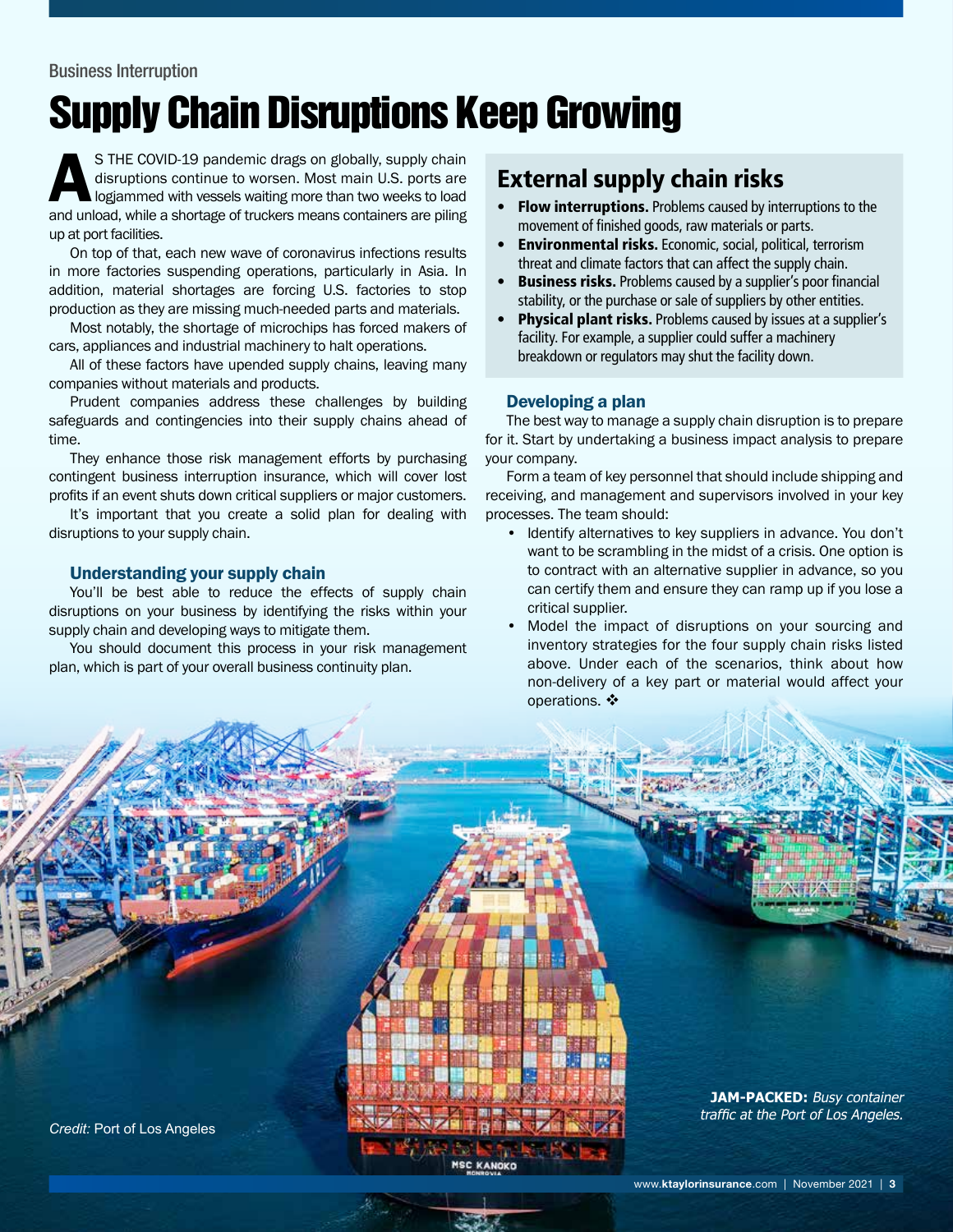Business Interruption

# Supply Chain Disruptions Keep Growing

AS THE COVID-19 pandemic drags on globally, supply chain disruptions continue to worsen. Most main U.S. ports are logjammed with vessels waiting more than two weeks to load and unload, while a shortage of truckers means containers are piling up at port facilities.

On top of that, each new wave of coronavirus infections results in more factories suspending operations, particularly in Asia. In addition, material shortages are forcing U.S. factories to stop production as they are missing much-needed parts and materials.

Most notably, the shortage of microchips has forced makers of cars, appliances and industrial machinery to halt operations.

All of these factors have upended supply chains, leaving many companies without materials and products.

Prudent companies address these challenges by building safeguards and contingencies into their supply chains ahead of time.

They enhance those risk management efforts by purchasing contingent business interruption insurance, which will cover lost profits if an event shuts down critical suppliers or major customers.

It's important that you create a solid plan for dealing with disruptions to your supply chain.

### Understanding your supply chain

You'll be best able to reduce the effects of supply chain disruptions on your business by identifying the risks within your supply chain and developing ways to mitigate them.

You should document this process in your risk management plan, which is part of your overall business continuity plan.

## External supply chain risks

- **Flow interruptions.** Problems caused by interruptions to the movement of finished goods, raw materials or parts.
- **Environmental risks.** Economic, social, political, terrorism threat and climate factors that can affect the supply chain.
- **Business risks.** Problems caused by a supplier's poor financial stability, or the purchase or sale of suppliers by other entities.
- **Physical plant risks.** Problems caused by issues at a supplier's facility. For example, a supplier could suffer a machinery breakdown or regulators may shut the facility down.

### Developing a plan

The best way to manage a supply chain disruption is to prepare for it. Start by undertaking a business impact analysis to prepare your company.

Form a team of key personnel that should include shipping and receiving, and management and supervisors involved in your key processes. The team should:

- Identify alternatives to key suppliers in advance. You don't want to be scrambling in the midst of a crisis. One option is to contract with an alternative supplier in advance, so you can certify them and ensure they can ramp up if you lose a critical supplier.
- Model the impact of disruptions on your sourcing and inventory strategies for the four supply chain risks listed above. Under each of the scenarios, think about how non-delivery of a key part or material would affect your operations. ❖

**JAM-PACKED:** *Busy container traffic at the Port of Los Angeles.*

*Credit:* Port of Los Angeles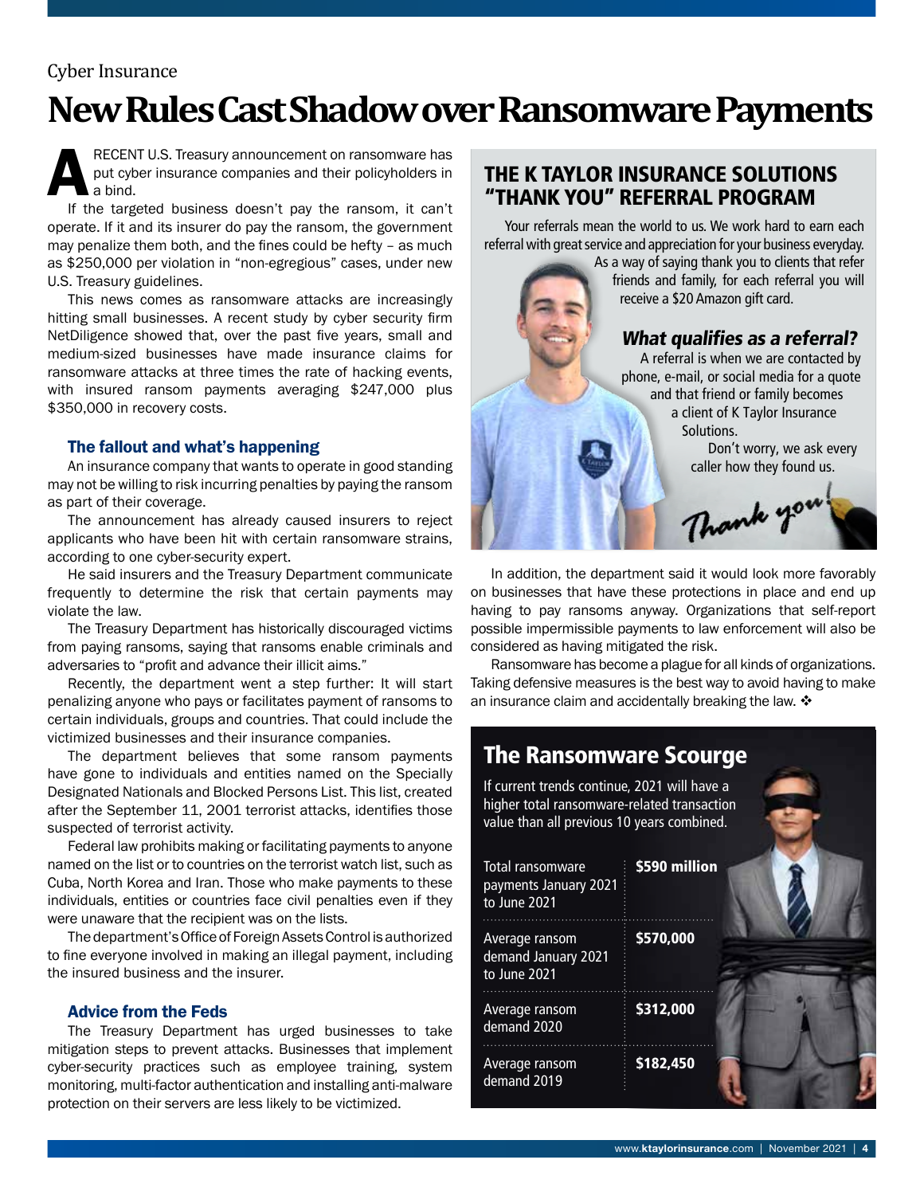Cyber Insurance

# New Rules Cast Shadow over Ransomware Payments

A RECENT U.S. Treasury announcement on ransomware has put cyber insurance companies and their policyholders in a bind.

If the targeted business doesn't pay the ransom, it can't operate. If it and its insurer do pay the ransom, the government may penalize them both, and the fines could be hefty – as much as $250,000 per violation in "non-egregious" cases, under new U.S. Treasury guidelines.

This news comes as ransomware attacks are increasingly hitting small businesses. A recent study by cyber security firm NetDiligence showed that, over the past five years, small and medium-sized businesses have made insurance claims for ransomware attacks at three times the rate of hacking events, with insured ransom payments averaging $247,000 plus $350,000 in recovery costs.

### The fallout and what's happening

An insurance company that wants to operate in good standing may not be willing to risk incurring penalties by paying the ransom as part of their coverage.

The announcement has already caused insurers to reject applicants who have been hit with certain ransomware strains, according to one cyber-security expert.

He said insurers and the Treasury Department communicate frequently to determine the risk that certain payments may violate the law.

The Treasury Department has historically discouraged victims from paying ransoms, saying that ransoms enable criminals and adversaries to "profit and advance their illicit aims."

Recently, the department went a step further: It will start penalizing anyone who pays or facilitates payment of ransoms to certain individuals, groups and countries. That could include the victimized businesses and their insurance companies.

The department believes that some ransom payments have gone to individuals and entities named on the Specially Designated Nationals and Blocked Persons List. This list, created after the September 11, 2001 terrorist attacks, identifies those suspected of terrorist activity.

Federal law prohibits making or facilitating payments to anyone named on the list or to countries on the terrorist watch list, such as Cuba, North Korea and Iran. Those who make payments to these individuals, entities or countries face civil penalties even if they were unaware that the recipient was on the lists.

The department's Office of Foreign Assets Control is authorized to fine everyone involved in making an illegal payment, including the insured business and the insurer.

### Advice from the Feds

The Treasury Department has urged businesses to take mitigation steps to prevent attacks. Businesses that implement cyber-security practices such as employee training, system monitoring, multi-factor authentication and installing anti-malware protection on their servers are less likely to be victimized.

In addition, the department said it would look more favorably on businesses that have these protections in place and end up having to pay ransoms anyway. Organizations that self-report possible impermissible payments to law enforcement will also be considered as having mitigated the risk.

Ransomware has become a plague for all kinds of organizations. Taking defensive measures is the best way to avoid having to make an insurance claim and accidentally breaking the law. ❖

## THE K TAYLOR INSURANCE SOLUTIONS "THANK YOU" REFERRAL PROGRAM

Your referrals mean the world to us. We work hard to earn each referral with great service and appreciation for your business everyday. As a way of saying thank you to clients that refer friends and family, for each referral you will receive a $20 Amazon gift card.

***What qualifies as a referral?***

A referral is when we are contacted by phone, e-mail, or social media for a quote and that friend or family becomes a client of K Taylor Insurance Solutions.

Don't worry, we ask every caller how they found us.

Thank you!

## The Ransomware Scourge

If current trends continue, 2021 will have a higher total ransomware-related transaction value than all previous 10 years combined.

| | |
|---|---|
| Total ransomware payments January 2021 to June 2021 | $590 million |
| Average ransom demand January 2021 to June 2021 | $570,000 |
| Average ransom demand 2020 | $312,000 |
| Average ransom demand 2019 | $182,450 |